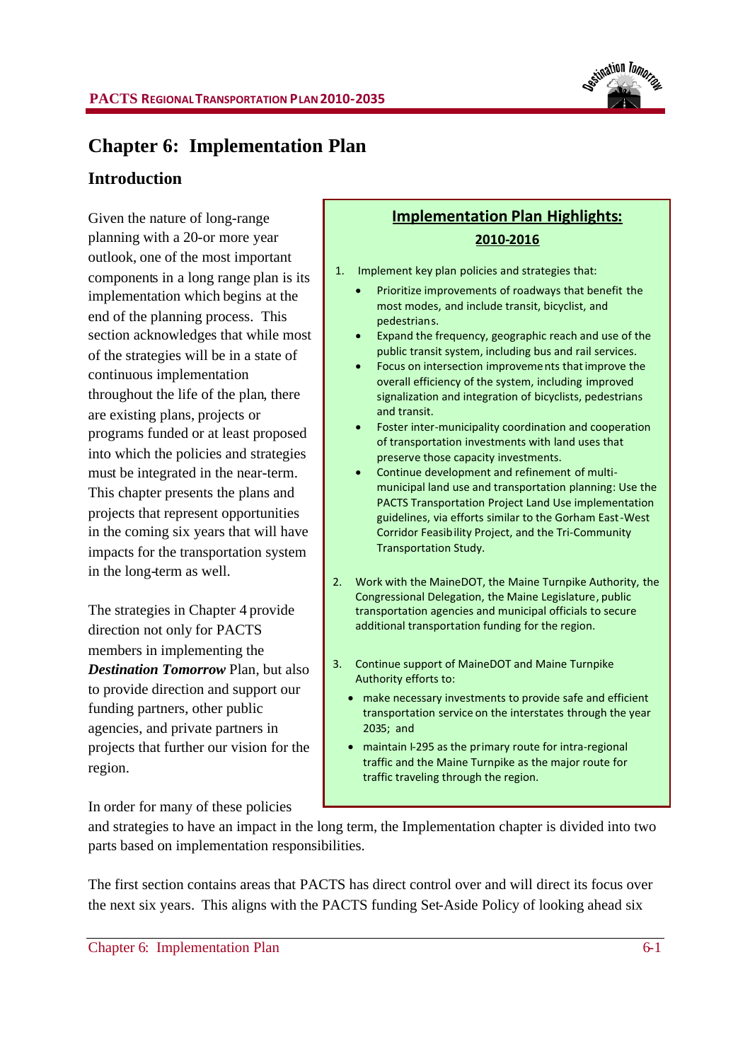# Chapter 6: Implementation Plan

## Introduction

Given the nature of long-range planning with a 20-or more year outlook, one of the most important components in a long range plan is its implementation which begins at the end of the planning process. This section acknowledges that while most of the strategies will be in a state of continuous implementation throughout the life of the plan, there are existing plans, projects or programs funded or at least proposed into which the policies and strategies must be integrated in the near-term. This chapter presents the plans and projects that represent opportunities in the coming six years that will have impacts for the transportation system in the long-term as well.

The strategies in Chapter 4 provide direction not only for PACTS members in implementing the ***Destination Tomorrow*** Plan, but also to provide direction and support our funding partners, other public agencies, and private partners in projects that further our vision for the region.

> **Implementation Plan Highlights:**
> **2010-2016**
>
> 1. Implement key plan policies and strategies that:
>    - Prioritize improvements of roadways that benefit the most modes, and include transit, bicyclist, and pedestrians.
>    - Expand the frequency, geographic reach and use of the public transit system, including bus and rail services.
>    - Focus on intersection improvements that improve the overall efficiency of the system, including improved signalization and integration of bicyclists, pedestrians and transit.
>    - Foster inter-municipality coordination and cooperation of transportation investments with land uses that preserve those capacity investments.
>    - Continue development and refinement of multi-municipal land use and transportation planning: Use the PACTS Transportation Project Land Use implementation guidelines, via efforts similar to the Gorham East-West Corridor Feasibility Project, and the Tri-Community Transportation Study.
> 2. Work with the MaineDOT, the Maine Turnpike Authority, the Congressional Delegation, the Maine Legislature, public transportation agencies and municipal officials to secure additional transportation funding for the region.
> 3. Continue support of MaineDOT and Maine Turnpike Authority efforts to:
>    - make necessary investments to provide safe and efficient transportation service on the interstates through the year 2035; and
>    - maintain I-295 as the primary route for intra-regional traffic and the Maine Turnpike as the major route for traffic traveling through the region.

In order for many of these policies and strategies to have an impact in the long term, the Implementation chapter is divided into two parts based on implementation responsibilities.

The first section contains areas that PACTS has direct control over and will direct its focus over the next six years. This aligns with the PACTS funding Set-Aside Policy of looking ahead six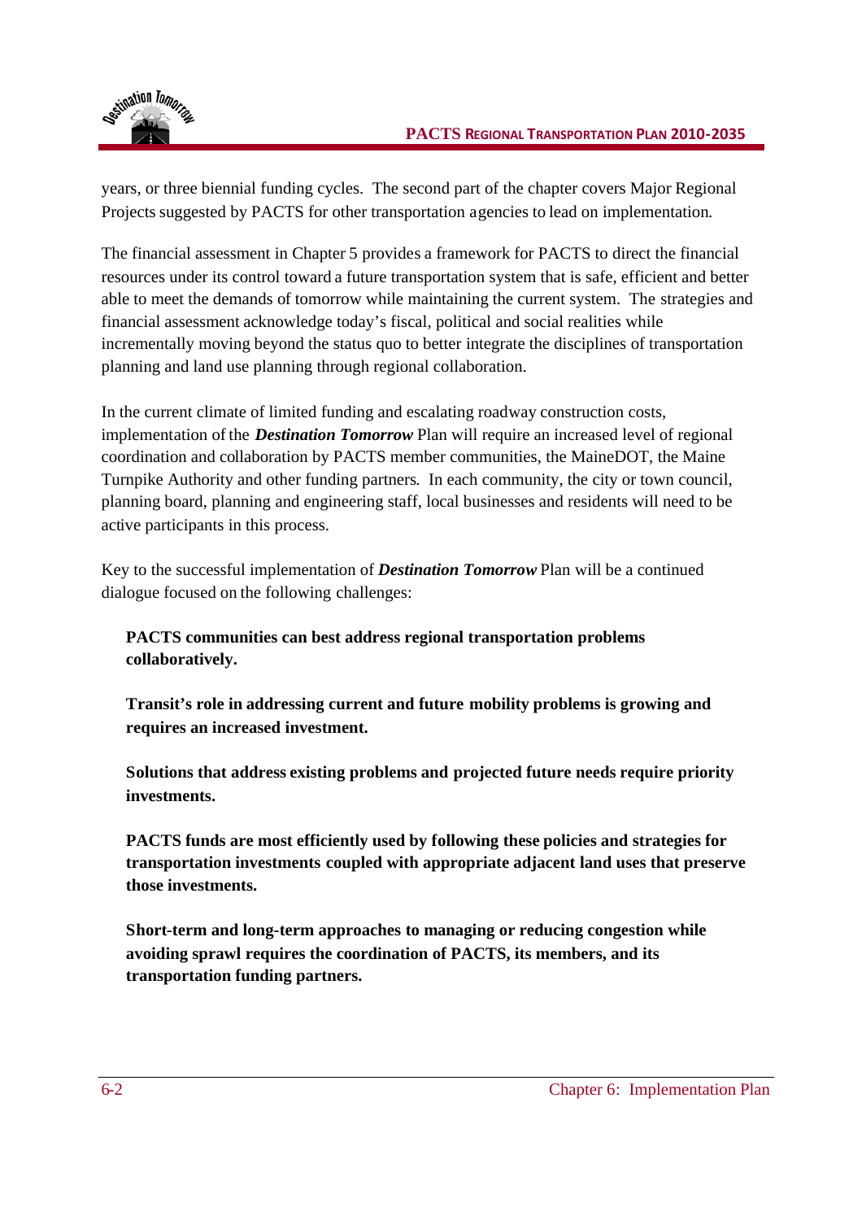years, or three biennial funding cycles. The second part of the chapter covers Major Regional Projects suggested by PACTS for other transportation agencies to lead on implementation.

The financial assessment in Chapter 5 provides a framework for PACTS to direct the financial resources under its control toward a future transportation system that is safe, efficient and better able to meet the demands of tomorrow while maintaining the current system. The strategies and financial assessment acknowledge today's fiscal, political and social realities while incrementally moving beyond the status quo to better integrate the disciplines of transportation planning and land use planning through regional collaboration.

In the current climate of limited funding and escalating roadway construction costs, implementation of the ***Destination Tomorrow*** Plan will require an increased level of regional coordination and collaboration by PACTS member communities, the MaineDOT, the Maine Turnpike Authority and other funding partners. In each community, the city or town council, planning board, planning and engineering staff, local businesses and residents will need to be active participants in this process.

Key to the successful implementation of ***Destination Tomorrow*** Plan will be a continued dialogue focused on the following challenges:

**PACTS communities can best address regional transportation problems collaboratively.**

**Transit's role in addressing current and future mobility problems is growing and requires an increased investment.**

**Solutions that address existing problems and projected future needs require priority investments.**

**PACTS funds are most efficiently used by following these policies and strategies for transportation investments coupled with appropriate adjacent land uses that preserve those investments.**

**Short-term and long-term approaches to managing or reducing congestion while avoiding sprawl requires the coordination of PACTS, its members, and its transportation funding partners.**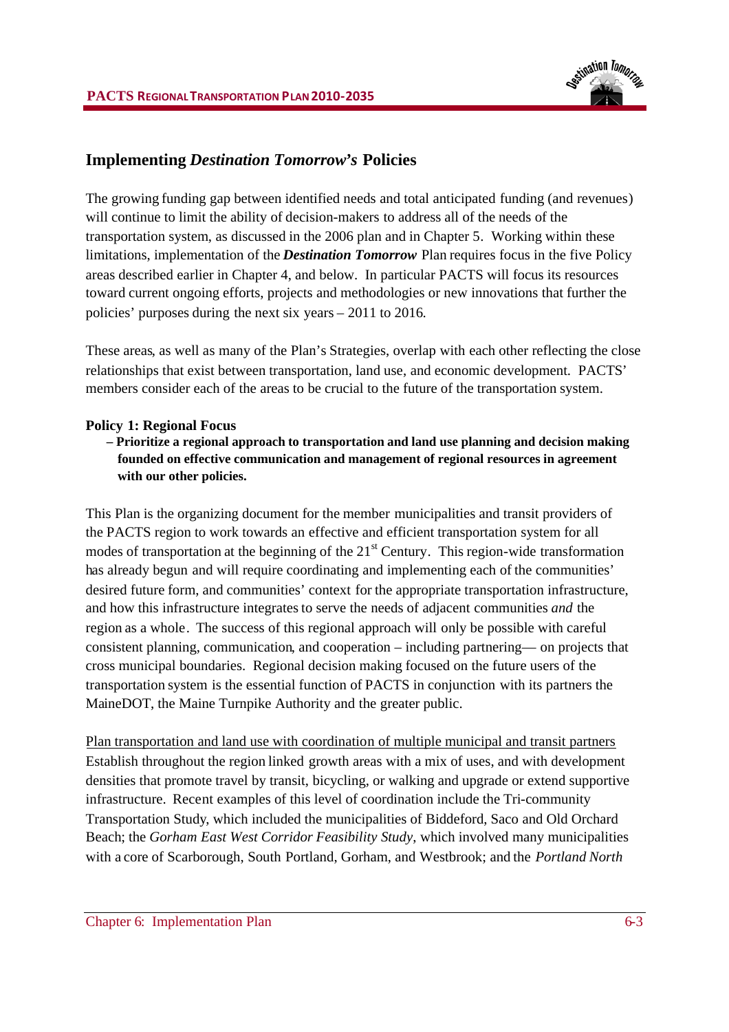## Implementing *Destination Tomorrow's* Policies

The growing funding gap between identified needs and total anticipated funding (and revenues) will continue to limit the ability of decision-makers to address all of the needs of the transportation system, as discussed in the 2006 plan and in Chapter 5. Working within these limitations, implementation of the ***Destination Tomorrow*** Plan requires focus in the five Policy areas described earlier in Chapter 4, and below. In particular PACTS will focus its resources toward current ongoing efforts, projects and methodologies or new innovations that further the policies' purposes during the next six years – 2011 to 2016.

These areas, as well as many of the Plan's Strategies, overlap with each other reflecting the close relationships that exist between transportation, land use, and economic development. PACTS' members consider each of the areas to be crucial to the future of the transportation system.

**Policy 1: Regional Focus**

**– Prioritize a regional approach to transportation and land use planning and decision making founded on effective communication and management of regional resources in agreement with our other policies.**

This Plan is the organizing document for the member municipalities and transit providers of the PACTS region to work towards an effective and efficient transportation system for all modes of transportation at the beginning of the 21st Century. This region-wide transformation has already begun and will require coordinating and implementing each of the communities' desired future form, and communities' context for the appropriate transportation infrastructure, and how this infrastructure integrates to serve the needs of adjacent communities *and* the region as a whole. The success of this regional approach will only be possible with careful consistent planning, communication, and cooperation – including partnering— on projects that cross municipal boundaries. Regional decision making focused on the future users of the transportation system is the essential function of PACTS in conjunction with its partners the MaineDOT, the Maine Turnpike Authority and the greater public.

<u>Plan transportation and land use with coordination of multiple municipal and transit partners</u>
Establish throughout the region linked growth areas with a mix of uses, and with development densities that promote travel by transit, bicycling, or walking and upgrade or extend supportive infrastructure. Recent examples of this level of coordination include the Tri-community Transportation Study, which included the municipalities of Biddeford, Saco and Old Orchard Beach; the *Gorham East West Corridor Feasibility Study*, which involved many municipalities with a core of Scarborough, South Portland, Gorham, and Westbrook; and the *Portland North*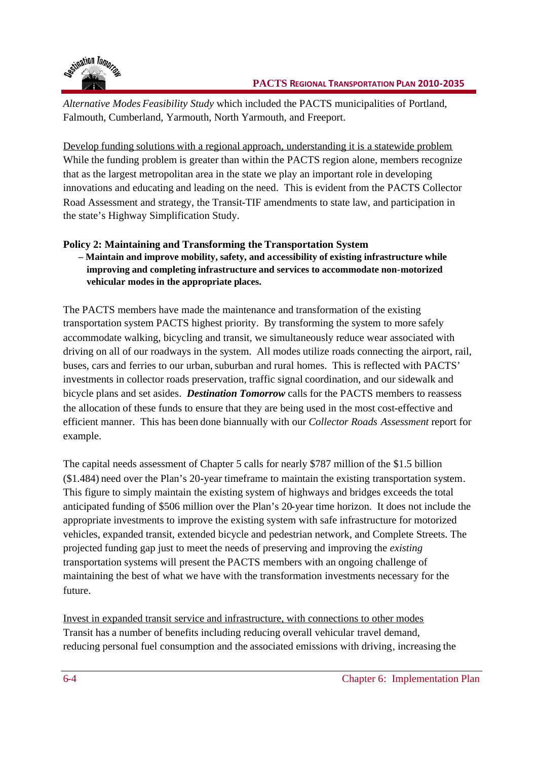*Alternative Modes Feasibility Study* which included the PACTS municipalities of Portland, Falmouth, Cumberland, Yarmouth, North Yarmouth, and Freeport.

<u>Develop funding solutions with a regional approach, understanding it is a statewide problem</u>
While the funding problem is greater than within the PACTS region alone, members recognize that as the largest metropolitan area in the state we play an important role in developing innovations and educating and leading on the need. This is evident from the PACTS Collector Road Assessment and strategy, the Transit-TIF amendments to state law, and participation in the state's Highway Simplification Study.

**Policy 2: Maintaining and Transforming the Transportation System**
**– Maintain and improve mobility, safety, and accessibility of existing infrastructure while improving and completing infrastructure and services to accommodate non-motorized vehicular modes in the appropriate places.**

The PACTS members have made the maintenance and transformation of the existing transportation system PACTS highest priority. By transforming the system to more safely accommodate walking, bicycling and transit, we simultaneously reduce wear associated with driving on all of our roadways in the system. All modes utilize roads connecting the airport, rail, buses, cars and ferries to our urban, suburban and rural homes. This is reflected with PACTS' investments in collector roads preservation, traffic signal coordination, and our sidewalk and bicycle plans and set asides. ***Destination Tomorrow*** calls for the PACTS members to reassess the allocation of these funds to ensure that they are being used in the most cost-effective and efficient manner. This has been done biannually with our *Collector Roads Assessment* report for example.

The capital needs assessment of Chapter 5 calls for nearly $787 million of the $1.5 billion ($1.484) need over the Plan's 20-year timeframe to maintain the existing transportation system. This figure to simply maintain the existing system of highways and bridges exceeds the total anticipated funding of $506 million over the Plan's 20-year time horizon. It does not include the appropriate investments to improve the existing system with safe infrastructure for motorized vehicles, expanded transit, extended bicycle and pedestrian network, and Complete Streets. The projected funding gap just to meet the needs of preserving and improving the *existing* transportation systems will present the PACTS members with an ongoing challenge of maintaining the best of what we have with the transformation investments necessary for the future.

<u>Invest in expanded transit service and infrastructure, with connections to other modes</u>
Transit has a number of benefits including reducing overall vehicular travel demand, reducing personal fuel consumption and the associated emissions with driving, increasing the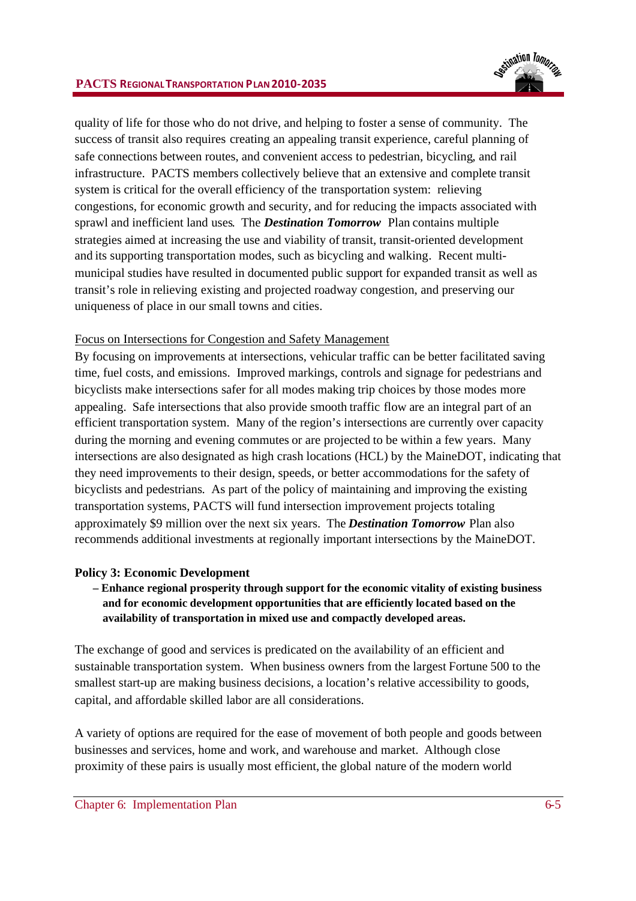quality of life for those who do not drive, and helping to foster a sense of community. The success of transit also requires creating an appealing transit experience, careful planning of safe connections between routes, and convenient access to pedestrian, bicycling, and rail infrastructure. PACTS members collectively believe that an extensive and complete transit system is critical for the overall efficiency of the transportation system: relieving congestions, for economic growth and security, and for reducing the impacts associated with sprawl and inefficient land uses. The ***Destination Tomorrow*** Plan contains multiple strategies aimed at increasing the use and viability of transit, transit-oriented development and its supporting transportation modes, such as bicycling and walking. Recent multi-municipal studies have resulted in documented public support for expanded transit as well as transit's role in relieving existing and projected roadway congestion, and preserving our uniqueness of place in our small towns and cities.

<u>Focus on Intersections for Congestion and Safety Management</u>

By focusing on improvements at intersections, vehicular traffic can be better facilitated saving time, fuel costs, and emissions. Improved markings, controls and signage for pedestrians and bicyclists make intersections safer for all modes making trip choices by those modes more appealing. Safe intersections that also provide smooth traffic flow are an integral part of an efficient transportation system. Many of the region's intersections are currently over capacity during the morning and evening commutes or are projected to be within a few years. Many intersections are also designated as high crash locations (HCL) by the MaineDOT, indicating that they need improvements to their design, speeds, or better accommodations for the safety of bicyclists and pedestrians. As part of the policy of maintaining and improving the existing transportation systems, PACTS will fund intersection improvement projects totaling approximately $9 million over the next six years. The ***Destination Tomorrow*** Plan also recommends additional investments at regionally important intersections by the MaineDOT.

**Policy 3: Economic Development**

**– Enhance regional prosperity through support for the economic vitality of existing business and for economic development opportunities that are efficiently located based on the availability of transportation in mixed use and compactly developed areas.**

The exchange of good and services is predicated on the availability of an efficient and sustainable transportation system. When business owners from the largest Fortune 500 to the smallest start-up are making business decisions, a location's relative accessibility to goods, capital, and affordable skilled labor are all considerations.

A variety of options are required for the ease of movement of both people and goods between businesses and services, home and work, and warehouse and market. Although close proximity of these pairs is usually most efficient, the global nature of the modern world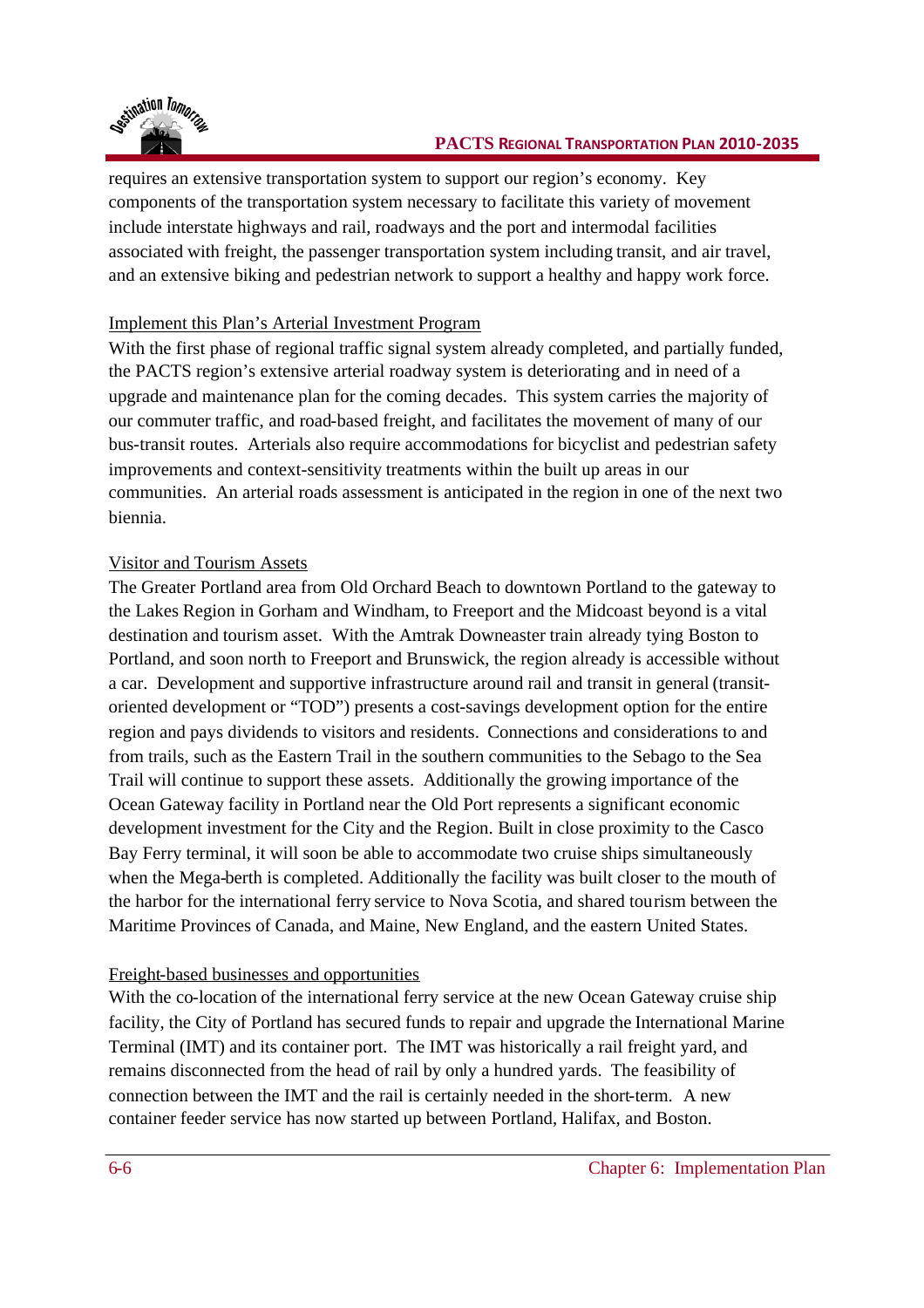requires an extensive transportation system to support our region's economy. Key components of the transportation system necessary to facilitate this variety of movement include interstate highways and rail, roadways and the port and intermodal facilities associated with freight, the passenger transportation system including transit, and air travel, and an extensive biking and pedestrian network to support a healthy and happy work force.

<u>Implement this Plan's Arterial Investment Program</u>

With the first phase of regional traffic signal system already completed, and partially funded, the PACTS region's extensive arterial roadway system is deteriorating and in need of a upgrade and maintenance plan for the coming decades. This system carries the majority of our commuter traffic, and road-based freight, and facilitates the movement of many of our bus-transit routes. Arterials also require accommodations for bicyclist and pedestrian safety improvements and context-sensitivity treatments within the built up areas in our communities. An arterial roads assessment is anticipated in the region in one of the next two biennia.

<u>Visitor and Tourism Assets</u>

The Greater Portland area from Old Orchard Beach to downtown Portland to the gateway to the Lakes Region in Gorham and Windham, to Freeport and the Midcoast beyond is a vital destination and tourism asset. With the Amtrak Downeaster train already tying Boston to Portland, and soon north to Freeport and Brunswick, the region already is accessible without a car. Development and supportive infrastructure around rail and transit in general (transit-oriented development or "TOD") presents a cost-savings development option for the entire region and pays dividends to visitors and residents. Connections and considerations to and from trails, such as the Eastern Trail in the southern communities to the Sebago to the Sea Trail will continue to support these assets. Additionally the growing importance of the Ocean Gateway facility in Portland near the Old Port represents a significant economic development investment for the City and the Region. Built in close proximity to the Casco Bay Ferry terminal, it will soon be able to accommodate two cruise ships simultaneously when the Mega-berth is completed. Additionally the facility was built closer to the mouth of the harbor for the international ferry service to Nova Scotia, and shared tourism between the Maritime Provinces of Canada, and Maine, New England, and the eastern United States.

<u>Freight-based businesses and opportunities</u>

With the co-location of the international ferry service at the new Ocean Gateway cruise ship facility, the City of Portland has secured funds to repair and upgrade the International Marine Terminal (IMT) and its container port. The IMT was historically a rail freight yard, and remains disconnected from the head of rail by only a hundred yards. The feasibility of connection between the IMT and the rail is certainly needed in the short-term. A new container feeder service has now started up between Portland, Halifax, and Boston.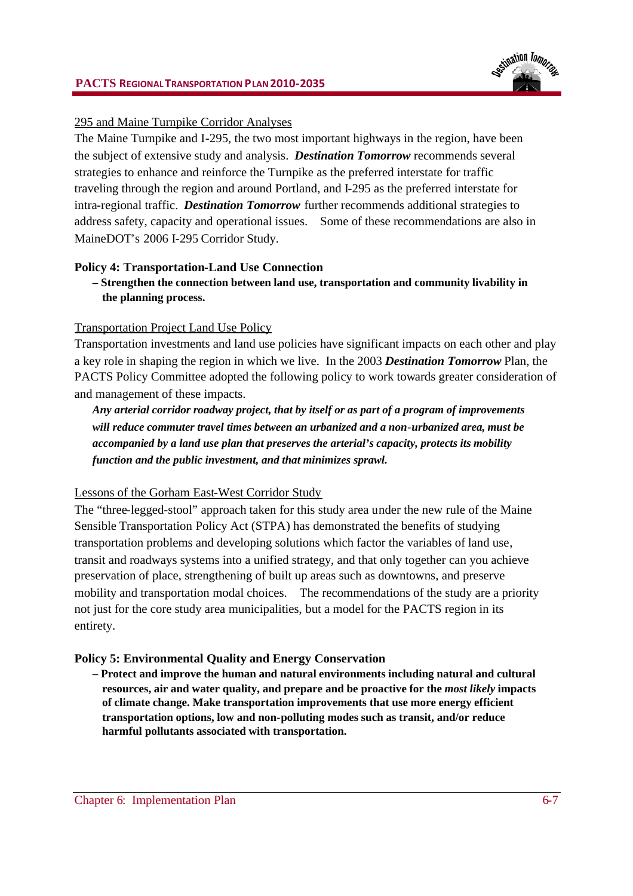295 and Maine Turnpike Corridor Analyses

The Maine Turnpike and I-295, the two most important highways in the region, have been the subject of extensive study and analysis. ***Destination Tomorrow*** recommends several strategies to enhance and reinforce the Turnpike as the preferred interstate for traffic traveling through the region and around Portland, and I-295 as the preferred interstate for intra-regional traffic. ***Destination Tomorrow*** further recommends additional strategies to address safety, capacity and operational issues. Some of these recommendations are also in MaineDOT's 2006 I-295 Corridor Study.

**Policy 4: Transportation-Land Use Connection**

**– Strengthen the connection between land use, transportation and community livability in the planning process.**

Transportation Project Land Use Policy

Transportation investments and land use policies have significant impacts on each other and play a key role in shaping the region in which we live. In the 2003 ***Destination Tomorrow*** Plan, the PACTS Policy Committee adopted the following policy to work towards greater consideration of and management of these impacts.

> ***Any arterial corridor roadway project, that by itself or as part of a program of improvements will reduce commuter travel times between an urbanized and a non-urbanized area, must be accompanied by a land use plan that preserves the arterial's capacity, protects its mobility function and the public investment, and that minimizes sprawl.***

Lessons of the Gorham East-West Corridor Study

The "three-legged-stool" approach taken for this study area under the new rule of the Maine Sensible Transportation Policy Act (STPA) has demonstrated the benefits of studying transportation problems and developing solutions which factor the variables of land use, transit and roadways systems into a unified strategy, and that only together can you achieve preservation of place, strengthening of built up areas such as downtowns, and preserve mobility and transportation modal choices. The recommendations of the study are a priority not just for the core study area municipalities, but a model for the PACTS region in its entirety.

**Policy 5: Environmental Quality and Energy Conservation**

**– Protect and improve the human and natural environments including natural and cultural resources, air and water quality, and prepare and be proactive for the *most likely* impacts of climate change. Make transportation improvements that use more energy efficient transportation options, low and non-polluting modes such as transit, and/or reduce harmful pollutants associated with transportation.**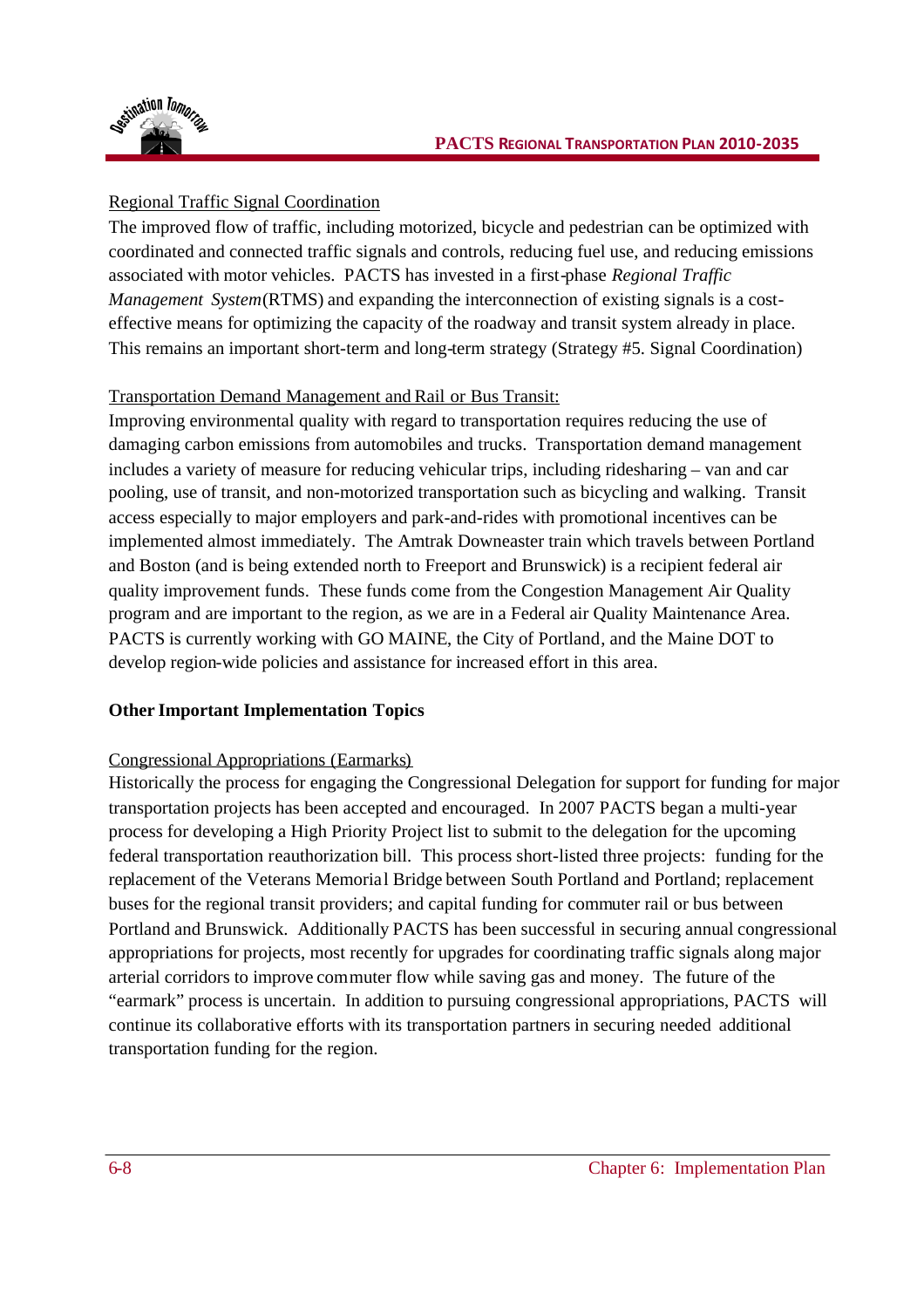Regional Traffic Signal Coordination

The improved flow of traffic, including motorized, bicycle and pedestrian can be optimized with coordinated and connected traffic signals and controls, reducing fuel use, and reducing emissions associated with motor vehicles. PACTS has invested in a first-phase *Regional Traffic Management System* (RTMS) and expanding the interconnection of existing signals is a cost-effective means for optimizing the capacity of the roadway and transit system already in place. This remains an important short-term and long-term strategy (Strategy #5. Signal Coordination)

Transportation Demand Management and Rail or Bus Transit:

Improving environmental quality with regard to transportation requires reducing the use of damaging carbon emissions from automobiles and trucks. Transportation demand management includes a variety of measure for reducing vehicular trips, including ridesharing – van and car pooling, use of transit, and non-motorized transportation such as bicycling and walking. Transit access especially to major employers and park-and-rides with promotional incentives can be implemented almost immediately. The Amtrak Downeaster train which travels between Portland and Boston (and is being extended north to Freeport and Brunswick) is a recipient federal air quality improvement funds. These funds come from the Congestion Management Air Quality program and are important to the region, as we are in a Federal air Quality Maintenance Area. PACTS is currently working with GO MAINE, the City of Portland, and the Maine DOT to develop region-wide policies and assistance for increased effort in this area.

**Other Important Implementation Topics**

Congressional Appropriations (Earmarks)

Historically the process for engaging the Congressional Delegation for support for funding for major transportation projects has been accepted and encouraged. In 2007 PACTS began a multi-year process for developing a High Priority Project list to submit to the delegation for the upcoming federal transportation reauthorization bill. This process short-listed three projects: funding for the replacement of the Veterans Memorial Bridge between South Portland and Portland; replacement buses for the regional transit providers; and capital funding for commuter rail or bus between Portland and Brunswick. Additionally PACTS has been successful in securing annual congressional appropriations for projects, most recently for upgrades for coordinating traffic signals along major arterial corridors to improve commuter flow while saving gas and money. The future of the "earmark" process is uncertain. In addition to pursuing congressional appropriations, PACTS will continue its collaborative efforts with its transportation partners in securing needed additional transportation funding for the region.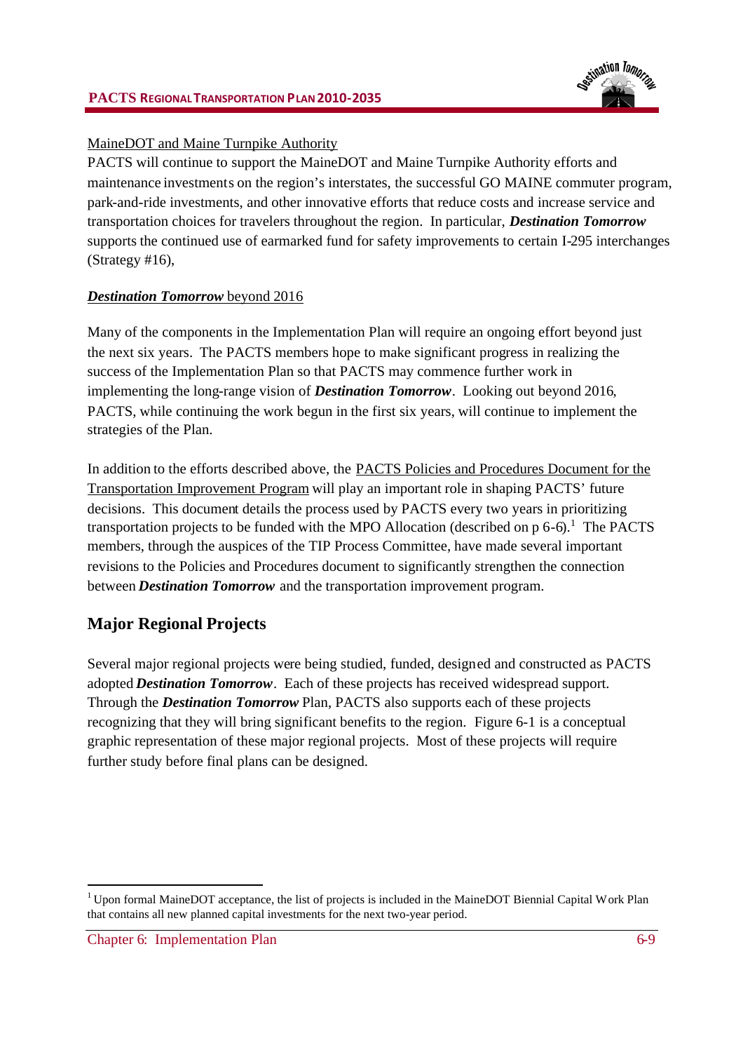MaineDOT and Maine Turnpike Authority

PACTS will continue to support the MaineDOT and Maine Turnpike Authority efforts and maintenance investments on the region's interstates, the successful GO MAINE commuter program, park-and-ride investments, and other innovative efforts that reduce costs and increase service and transportation choices for travelers throughout the region. In particular, ***Destination Tomorrow*** supports the continued use of earmarked fund for safety improvements to certain I-295 interchanges (Strategy #16),

***Destination Tomorrow*** beyond 2016

Many of the components in the Implementation Plan will require an ongoing effort beyond just the next six years. The PACTS members hope to make significant progress in realizing the success of the Implementation Plan so that PACTS may commence further work in implementing the long-range vision of ***Destination Tomorrow***. Looking out beyond 2016, PACTS, while continuing the work begun in the first six years, will continue to implement the strategies of the Plan.

In addition to the efforts described above, the PACTS Policies and Procedures Document for the Transportation Improvement Program will play an important role in shaping PACTS' future decisions. This document details the process used by PACTS every two years in prioritizing transportation projects to be funded with the MPO Allocation (described on p 6-6).[1] The PACTS members, through the auspices of the TIP Process Committee, have made several important revisions to the Policies and Procedures document to significantly strengthen the connection between ***Destination Tomorrow*** and the transportation improvement program.

## Major Regional Projects

Several major regional projects were being studied, funded, designed and constructed as PACTS adopted ***Destination Tomorrow***. Each of these projects has received widespread support. Through the ***Destination Tomorrow*** Plan, PACTS also supports each of these projects recognizing that they will bring significant benefits to the region. Figure 6-1 is a conceptual graphic representation of these major regional projects. Most of these projects will require further study before final plans can be designed.

---

[1] Upon formal MaineDOT acceptance, the list of projects is included in the MaineDOT Biennial Capital Work Plan that contains all new planned capital investments for the next two-year period.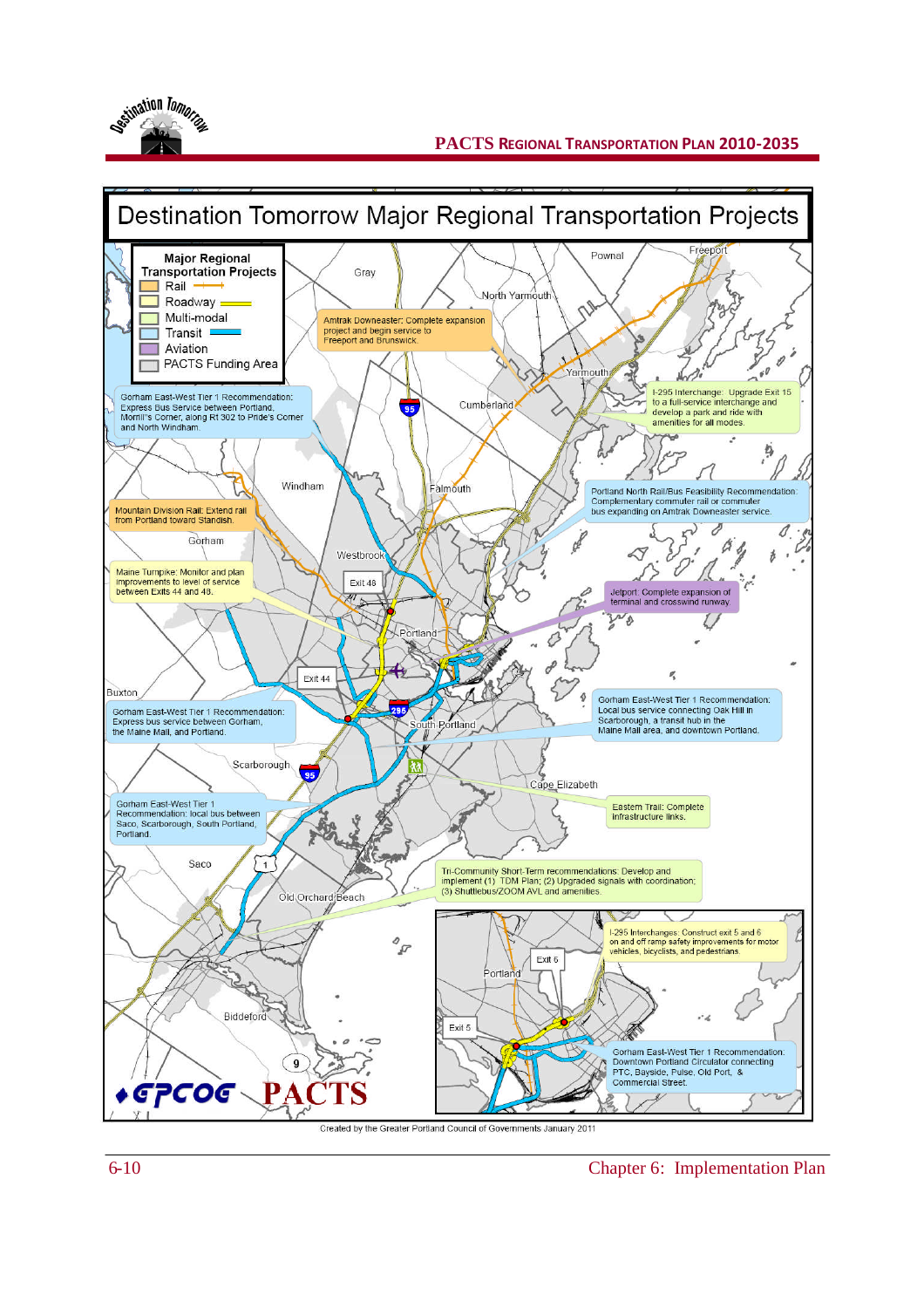# Destination Tomorrow Major Regional Transportation Projects

**Major Regional Transportation Projects**

- Rail
- Roadway
- Multi-modal
- Transit
- Aviation
- PACTS Funding Area

Amtrak Downeaster: Complete expansion project and begin service to Freeport and Brunswick.

Gorham East-West Tier 1 Recommendation: Express Bus Service between Portland, Morrill's Corner, along Rt 302 to Pride's Corner and North Windham.

I-295 Interchange: Upgrade Exit 15 to a full-service interchange and develop a park and ride with amenities for all modes.

Mountain Division Rail: Extend rail from Portland toward Standish.

Portland North Rail/Bus Feasibility Recommendation: Complementary commuter rail or commuter bus expanding on Amtrak Downeaster service.

Maine Turnpike: Monitor and plan improvements to level of service between Exits 44 and 48.

Jetport: Complete expansion of terminal and crosswind runway.

Gorham East-West Tier 1 Recommendation: Express bus service between Gorham, the Maine Mall, and Portland.

Gorham East-West Tier 1 Recommendation: Local bus service connecting Oak Hill in Scarborough, a transit hub in the Maine Mall area, and downtown Portland.

Gorham East-West Tier 1 Recommendation: local bus between Saco, Scarborough, South Portland, Portland.

Eastern Trail: Complete infrastructure links.

Tri-Community Short-Term recommendations: Develop and implement (1) TDM Plan; (2) Upgraded signals with coordination; (3) Shuttlebus/ZOOM AVL and amenities.

I-295 Interchanges: Construct exit 5 and 6 on and off ramp safety improvements for motor vehicles, bicyclists, and pedestrians.

Gorham East-West Tier 1 Recommendation: Downtown Portland Circulator connecting PTC, Bayside, Pulse, Old Port, & Commercial Street.

Created by the Greater Portland Council of Governments January 2011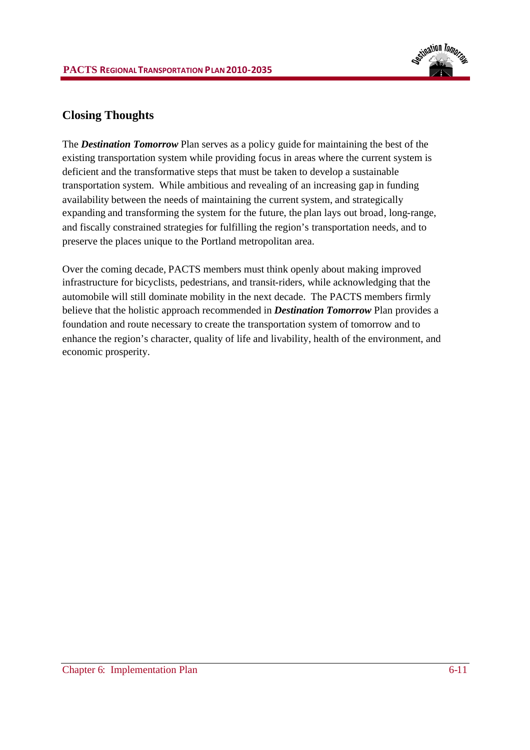## Closing Thoughts

The ***Destination Tomorrow*** Plan serves as a policy guide for maintaining the best of the existing transportation system while providing focus in areas where the current system is deficient and the transformative steps that must be taken to develop a sustainable transportation system. While ambitious and revealing of an increasing gap in funding availability between the needs of maintaining the current system, and strategically expanding and transforming the system for the future, the plan lays out broad, long-range, and fiscally constrained strategies for fulfilling the region's transportation needs, and to preserve the places unique to the Portland metropolitan area.

Over the coming decade, PACTS members must think openly about making improved infrastructure for bicyclists, pedestrians, and transit-riders, while acknowledging that the automobile will still dominate mobility in the next decade. The PACTS members firmly believe that the holistic approach recommended in ***Destination Tomorrow*** Plan provides a foundation and route necessary to create the transportation system of tomorrow and to enhance the region's character, quality of life and livability, health of the environment, and economic prosperity.